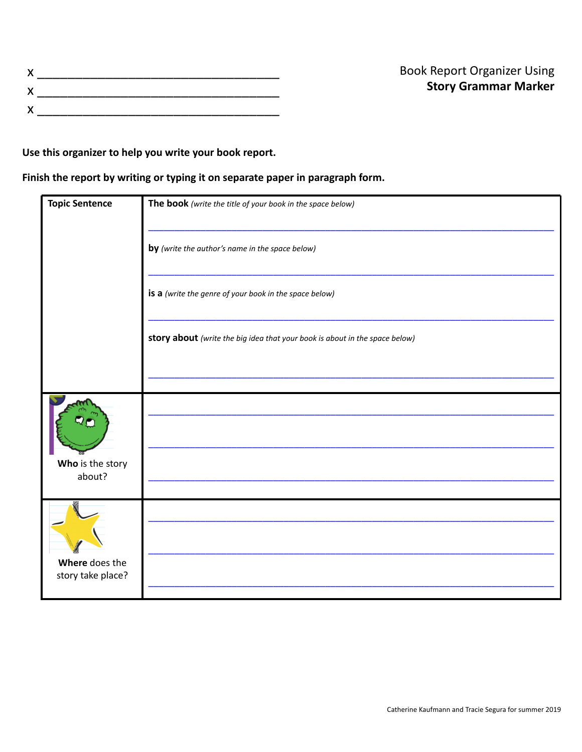x ________________________________________

x ________________________________________

x ________________________________________

Book Report Organizer Using
**Story Grammar Marker**

**Use this organizer to help you write your book report.**

**Finish the report by writing or typing it on separate paper in paragraph form.**

| | |
|---|---|
| **Topic Sentence** | **The book** *(write the title of your book in the space below)*<br><br>________________________________________<br><br>**by** *(write the author's name in the space below)*<br><br>________________________________________<br><br>**is a** *(write the genre of your book in the space below)*<br><br>________________________________________<br><br>**story about** *(write the big idea that your book is about in the space below)*<br><br>________________________________________ |
| **Who** is the story about? | ________________________________________<br><br>________________________________________<br><br>________________________________________ |
| **Where** does the story take place? | ________________________________________<br><br>________________________________________<br><br>________________________________________ |

Catherine Kaufmann and Tracie Segura for summer 2019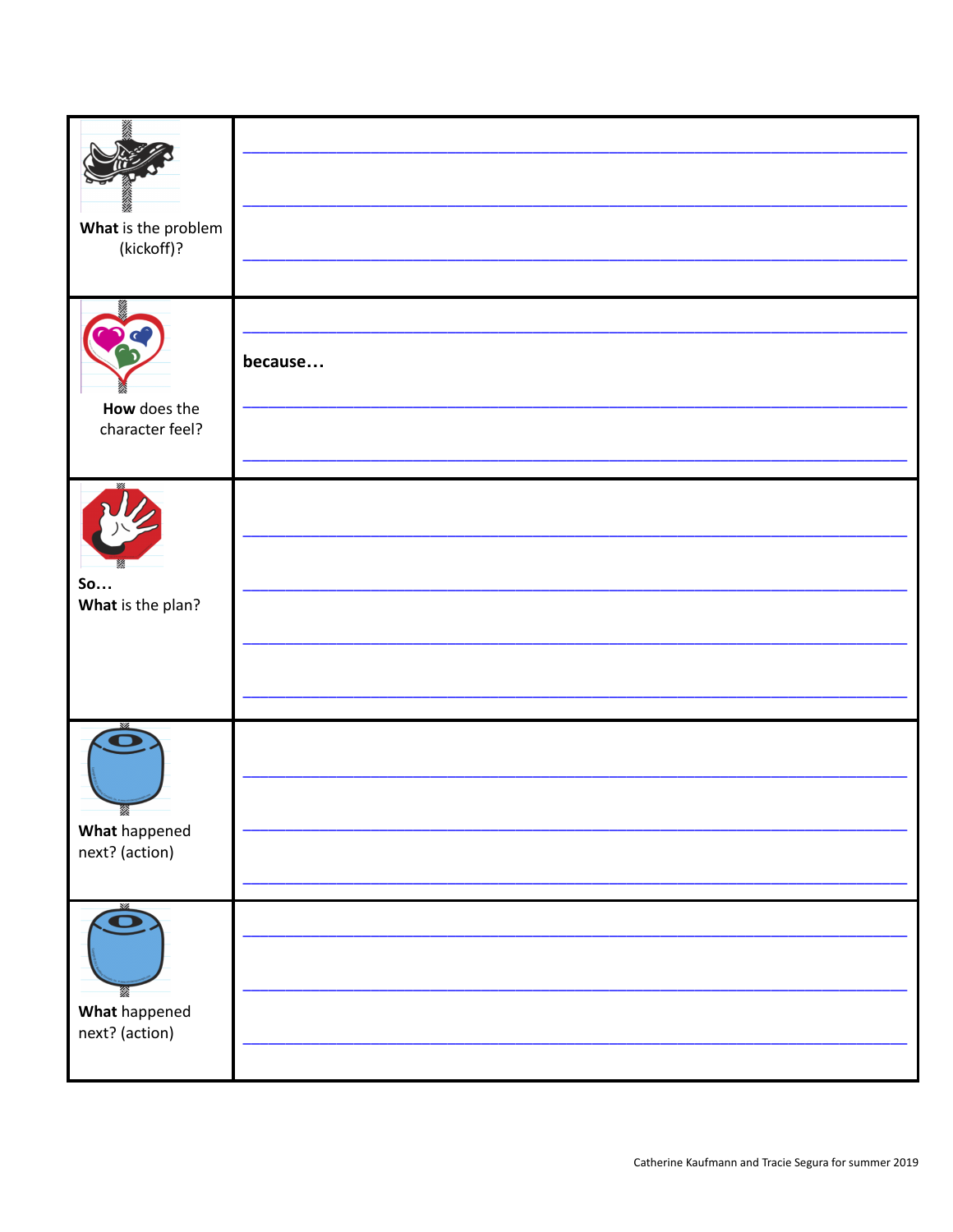| | |
|---|---|
| **What** is the problem (kickoff)? | ______________________________________________ ______________________________________________ ______________________________________________ |
| **How** does the character feel? | ______________________________________________ **because…** ______________________________________________ ______________________________________________ |
| **So…** **What** is the plan? | ______________________________________________ ______________________________________________ ______________________________________________ ______________________________________________ |
| **What** happened next? (action) | ______________________________________________ ______________________________________________ ______________________________________________ |
| **What** happened next? (action) | ______________________________________________ ______________________________________________ ______________________________________________ |

Catherine Kaufmann and Tracie Segura for summer 2019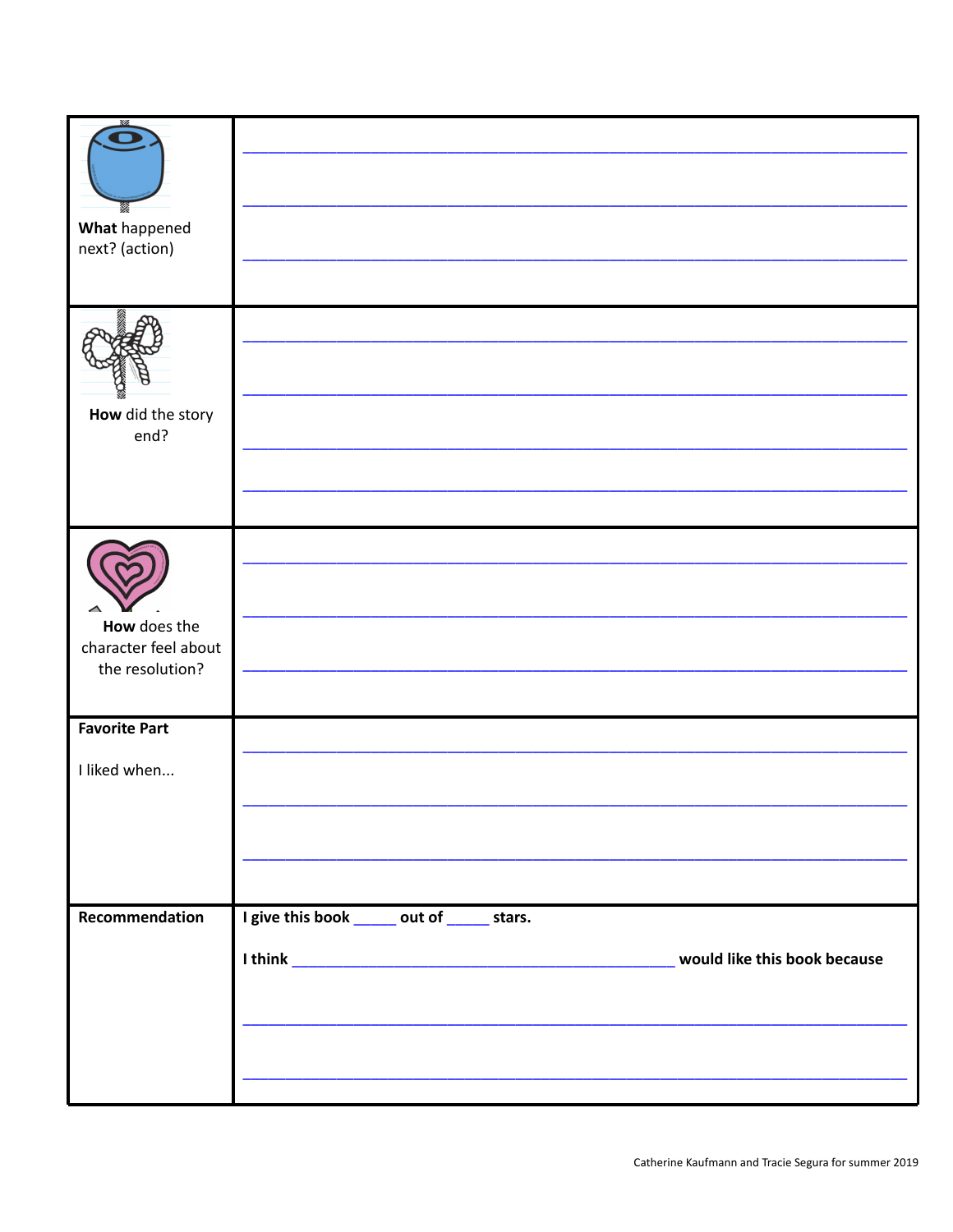| | |
|---|---|
| **What** happened next? (action) | ____________________<br>____________________<br>____________________ |
| **How** did the story end? | ____________________<br>____________________<br>____________________<br>____________________ |
| **How** does the character feel about the resolution? | ____________________<br>____________________<br>____________________ |
| **Favorite Part**<br><br>I liked when... | ____________________<br>____________________<br>____________________ |
| **Recommendation** | **I give this book _____ out of _____ stars.**<br><br>**I think ______________________ would like this book because**<br><br>____________________<br>____________________ |

Catherine Kaufmann and Tracie Segura for summer 2019